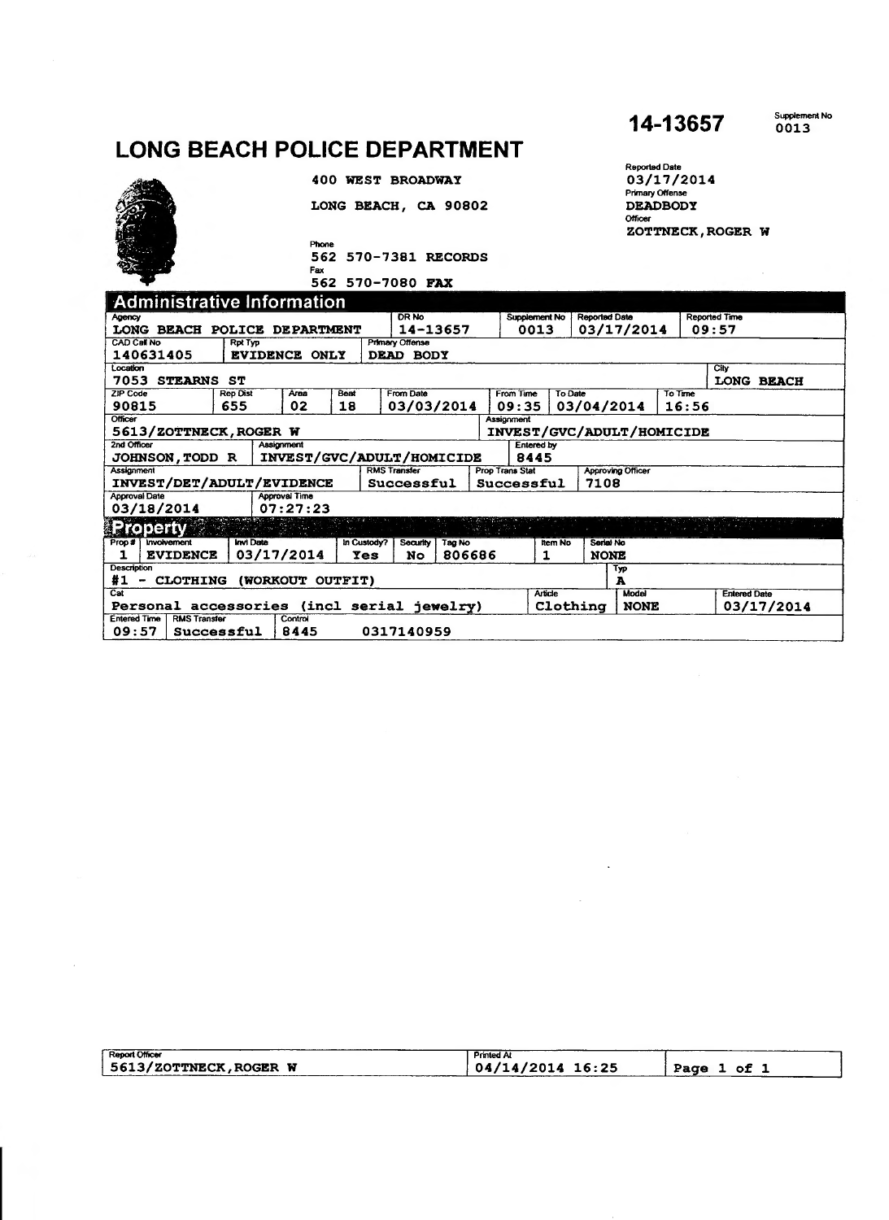14-13657 Supplement No 0013

# LONG BEACH POLICE DEPARTMENT

400 WEST BROADWAY

LONG BEACH, CA 90802

Phone
562 570-7381 RECORDS

Fax
562 570-7080 FAX

Reported Date
03/17/2014

Primary Offense
DEADBODY

Officer
ZOTTNECK, ROGER W

## Administrative Information

| Agency | DR No | Supplement No | Reported Date | Reported Time |
|---|---|---|---|---|
| LONG BEACH POLICE DEPARTMENT | 14-13657 | 0013 | 03/17/2014 | 09:57 |

| CAD Call No | Rpt Typ | Primary Offense |
|---|---|---|
| 140631405 | EVIDENCE ONLY | DEAD BODY |

| Location | City |
|---|---|
| 7053 STEARNS ST | LONG BEACH |

| ZIP Code | Rep Dist | Area | Beat | From Date | From Time | To Date | To Time |
|---|---|---|---|---|---|---|---|
| 90815 | 655 | 02 | 18 | 03/03/2014 | 09:35 | 03/04/2014 | 16:56 |

| Officer | Assignment |
|---|---|
| 5613/ZOTTNECK, ROGER W | INVEST/GVC/ADULT/HOMICIDE |

| 2nd Officer | Assignment | Entered by |
|---|---|---|
| JOHNSON, TODD R | INVEST/GVC/ADULT/HOMICIDE | 8445 |

| Assignment | RMS Transfer | Prop Trans Stat | Approving Officer |
|---|---|---|---|
| INVEST/DET/ADULT/EVIDENCE | Successful | Successful | 7108 |

| Approval Date | Approval Time |
|---|---|
| 03/18/2014 | 07:27:23 |

## Property

| Prop # | Involvement | Invl Date | In Custody? | Security | Tag No | Item No | Serial No |
|---|---|---|---|---|---|---|---|
| 1 | EVIDENCE | 03/17/2014 | Yes | No | 806686 | 1 | NONE |

| Description | Typ |
|---|---|
| #1 - CLOTHING (WORKOUT OUTFIT) | A |

| Cat | Article | Model | Entered Date |
|---|---|---|---|
| Personal accessories (incl serial jewelry) | Clothing | NONE | 03/17/2014 |

| Entered Time | RMS Transfer | Control | |
|---|---|---|---|
| 09:57 | Successful | 8445 | 0317140959 |

| Report Officer | Printed At |
|---|---|
| 5613/ZOTTNECK, ROGER W | 04/14/2014 16:25 |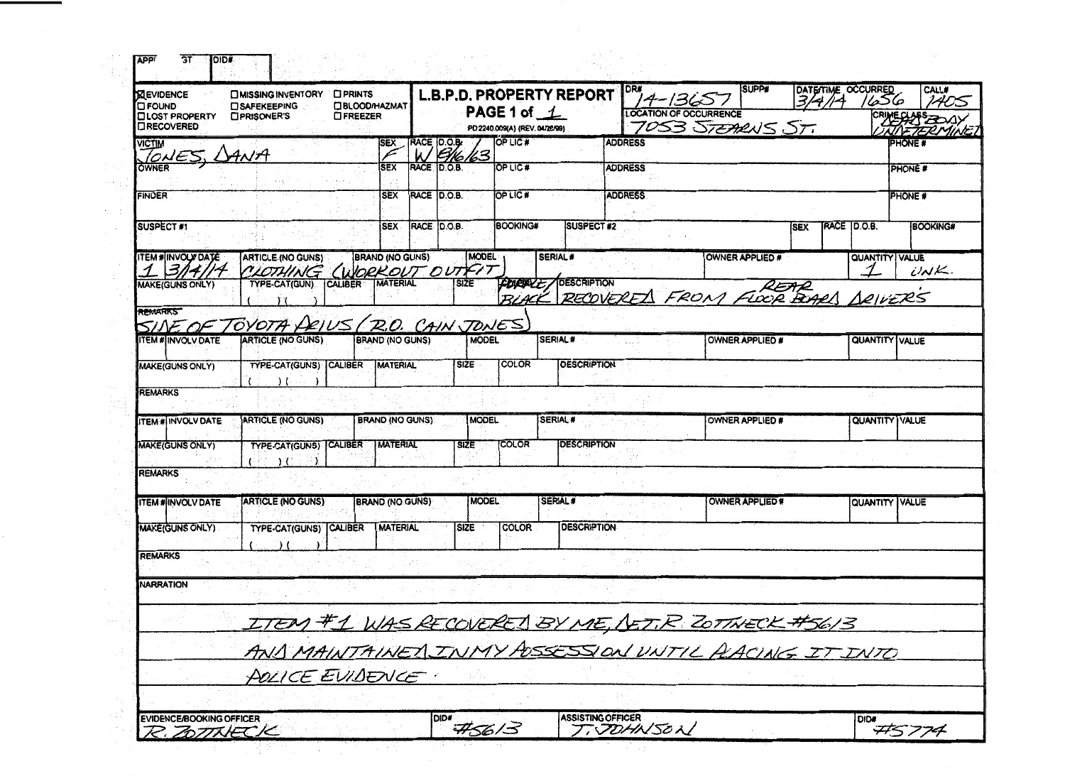| APP | ST | DID# |
|---|---|---|
| | | |

| | | | | | |
|---|---|---|---|---|---|
| ☒ EVIDENCE ☐ FOUND ☐ LOST PROPERTY ☐ RECOVERED | ☐ MISSING INVENTORY ☐ SAFEKEEPING ☐ PRISONER'S | ☐ PRINTS ☐ BLOOD/HAZMAT ☐ FREEZER | **L.B.P.D. PROPERTY REPORT** PAGE 1 of 1 PD 2240.009(A) (REV. 04/26/99) | DR# 14-13657 | SUPP# |
| DATE/TIME OCCURRED 3/4/14 1656 | CALL# 1405 | LOCATION OF OCCURRENCE 7053 STEARNS ST. | CRIME CLASS DEAD BODY UNDETERMINED | | |

| | SEX | RACE | D.O.B. | OP LIC # | ADDRESS | PHONE # |
|---|---|---|---|---|---|---|
| VICTIM: JONES, DANA | F | W | 8/6/63 | | | |
| OWNER | | | | | | |
| FINDER | | | | | | |

| SUSPECT #1 | SEX | RACE | D.O.B. | BOOKING# | SUSPECT #2 | SEX | RACE | D.O.B. | BOOKING# |
|---|---|---|---|---|---|---|---|---|---|
| | | | | | | | | | |

| ITEM # | INVOLV DATE | ARTICLE (NO GUNS) | BRAND (NO GUNS) | MODEL | SERIAL # | OWNER APPLIED # | QUANTITY | VALUE |
|---|---|---|---|---|---|---|---|---|
| 1 | 3/4/14 | CLOTHING (WORKOUT OUTFIT) | | | | | 1 | UNK. |

| MAKE(GUNS ONLY) | TYPE-CAT(GUN) | CALIBER | MATERIAL | SIZE | COLOR | DESCRIPTION |
|---|---|---|---|---|---|---|
| | ( ) ( ) | | | | PURPLE/BLACK | RECOVERED FROM REAR FLOOR BOARD DRIVER'S |

REMARKS: SIDE OF TOYOTA PRIUS (R.O. CAIN JONES)

| ITEM # | INVOLV DATE | ARTICLE (NO GUNS) | BRAND (NO GUNS) | MODEL | SERIAL # | OWNER APPLIED # | QUANTITY | VALUE |
|---|---|---|---|---|---|---|---|---|
| | | | | | | | | |

| MAKE(GUNS ONLY) | TYPE-CAT(GUNS) | CALIBER | MATERIAL | SIZE | COLOR | DESCRIPTION |
|---|---|---|---|---|---|---|
| | ( ) ( ) | | | | | |

REMARKS

| ITEM # | INVOLV DATE | ARTICLE (NO GUNS) | BRAND (NO GUNS) | MODEL | SERIAL # | OWNER APPLIED # | QUANTITY | VALUE |
|---|---|---|---|---|---|---|---|---|
| | | | | | | | | |

| MAKE(GUNS ONLY) | TYPE-CAT(GUNS) | CALIBER | MATERIAL | SIZE | COLOR | DESCRIPTION |
|---|---|---|---|---|---|---|
| | ( ) ( ) | | | | | |

REMARKS

| ITEM # | INVOLV DATE | ARTICLE (NO GUNS) | BRAND (NO GUNS) | MODEL | SERIAL # | OWNER APPLIED # | QUANTITY | VALUE |
|---|---|---|---|---|---|---|---|---|
| | | | | | | | | |

| MAKE(GUNS ONLY) | TYPE-CAT(GUNS) | CALIBER | MATERIAL | SIZE | COLOR | DESCRIPTION |
|---|---|---|---|---|---|---|
| | ( ) ( ) | | | | | |

REMARKS

NARRATION

ITEM #1 WAS RECOVERED BY ME, DET. R. ZOTTNECK #5613 AND MAINTAINED IN MY POSSESSION UNTIL PLACING IT INTO POLICE EVIDENCE.

| EVIDENCE/BOOKING OFFICER | DID# | ASSISTING OFFICER | DID# |
|---|---|---|---|
| R. ZOTTNECK | #5613 | T. JOHNSON | #5774 |